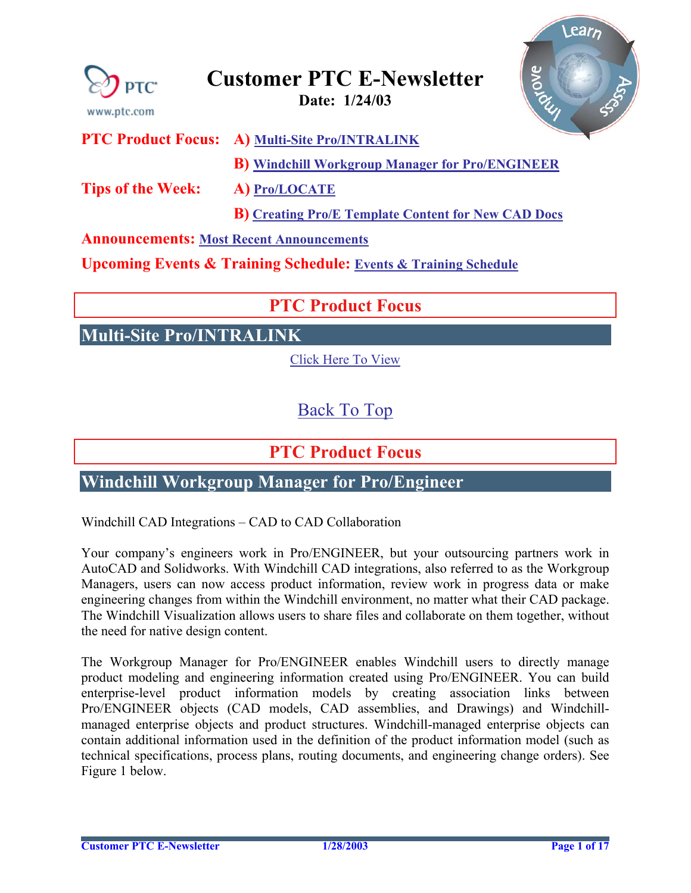# Customer PTC E-Newsletter

**Date: 1/24/03**

**PTC Product Focus:** **A)** Multi-Site Pro/INTRALINK

**B)** Windchill Workgroup Manager for Pro/ENGINEER

**Tips of the Week:** **A)** Pro/LOCATE

**B)** Creating Pro/E Template Content for New CAD Docs

**Announcements:** Most Recent Announcements

**Upcoming Events & Training Schedule:** Events & Training Schedule

## PTC Product Focus

### Multi-Site Pro/INTRALINK

Click Here To View

Back To Top

## PTC Product Focus

### Windchill Workgroup Manager for Pro/Engineer

Windchill CAD Integrations – CAD to CAD Collaboration

Your company's engineers work in Pro/ENGINEER, but your outsourcing partners work in AutoCAD and Solidworks. With Windchill CAD integrations, also referred to as the Workgroup Managers, users can now access product information, review work in progress data or make engineering changes from within the Windchill environment, no matter what their CAD package. The Windchill Visualization allows users to share files and collaborate on them together, without the need for native design content.

The Workgroup Manager for Pro/ENGINEER enables Windchill users to directly manage product modeling and engineering information created using Pro/ENGINEER. You can build enterprise-level product information models by creating association links between Pro/ENGINEER objects (CAD models, CAD assemblies, and Drawings) and Windchill-managed enterprise objects and product structures. Windchill-managed enterprise objects can contain additional information used in the definition of the product information model (such as technical specifications, process plans, routing documents, and engineering change orders). See Figure 1 below.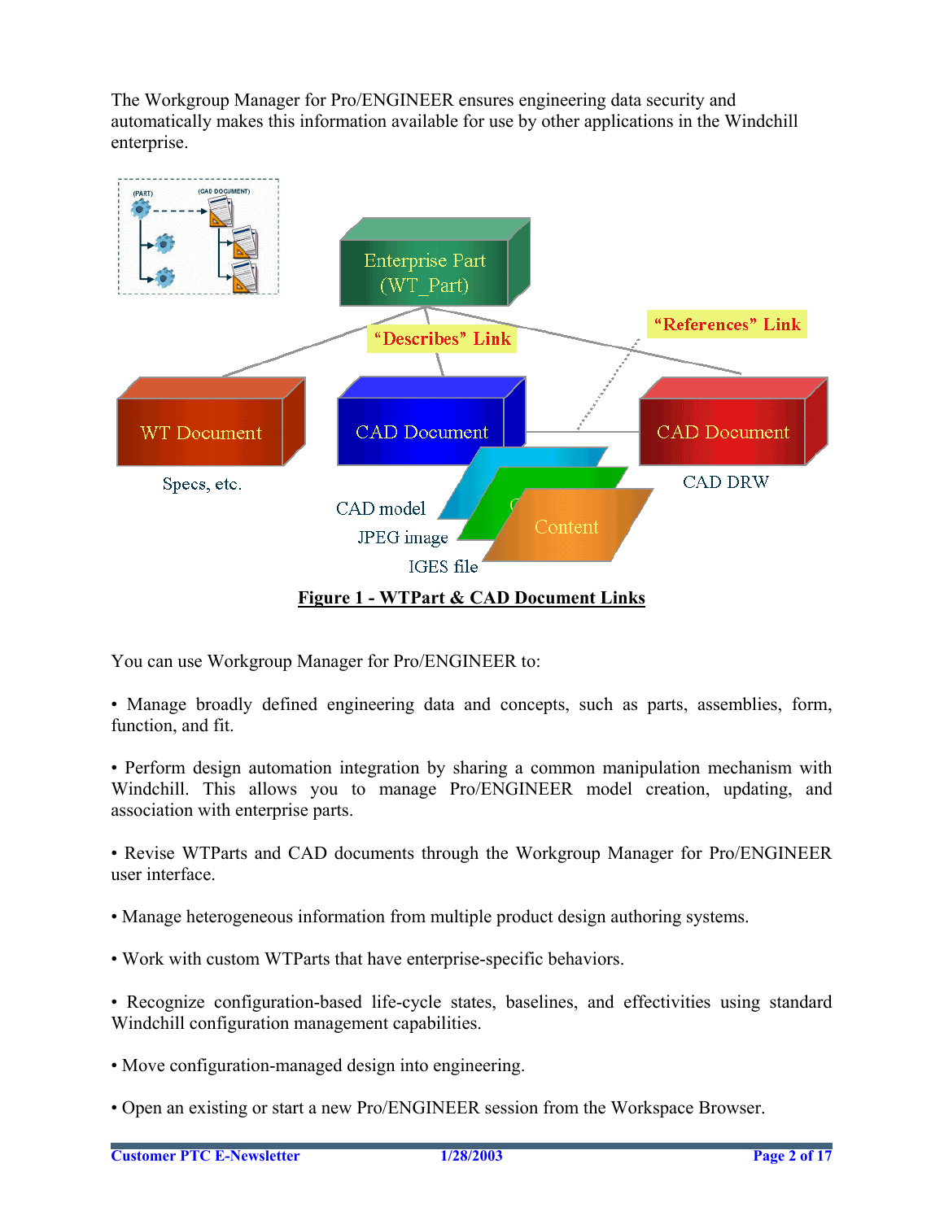The Workgroup Manager for Pro/ENGINEER ensures engineering data security and automatically makes this information available for use by other applications in the Windchill enterprise.

**Figure 1 - WTPart & CAD Document Links**

You can use Workgroup Manager for Pro/ENGINEER to:

- Manage broadly defined engineering data and concepts, such as parts, assemblies, form, function, and fit.

- Perform design automation integration by sharing a common manipulation mechanism with Windchill. This allows you to manage Pro/ENGINEER model creation, updating, and association with enterprise parts.

- Revise WTParts and CAD documents through the Workgroup Manager for Pro/ENGINEER user interface.

- Manage heterogeneous information from multiple product design authoring systems.

- Work with custom WTParts that have enterprise-specific behaviors.

- Recognize configuration-based life-cycle states, baselines, and effectivities using standard Windchill configuration management capabilities.

- Move configuration-managed design into engineering.

- Open an existing or start a new Pro/ENGINEER session from the Workspace Browser.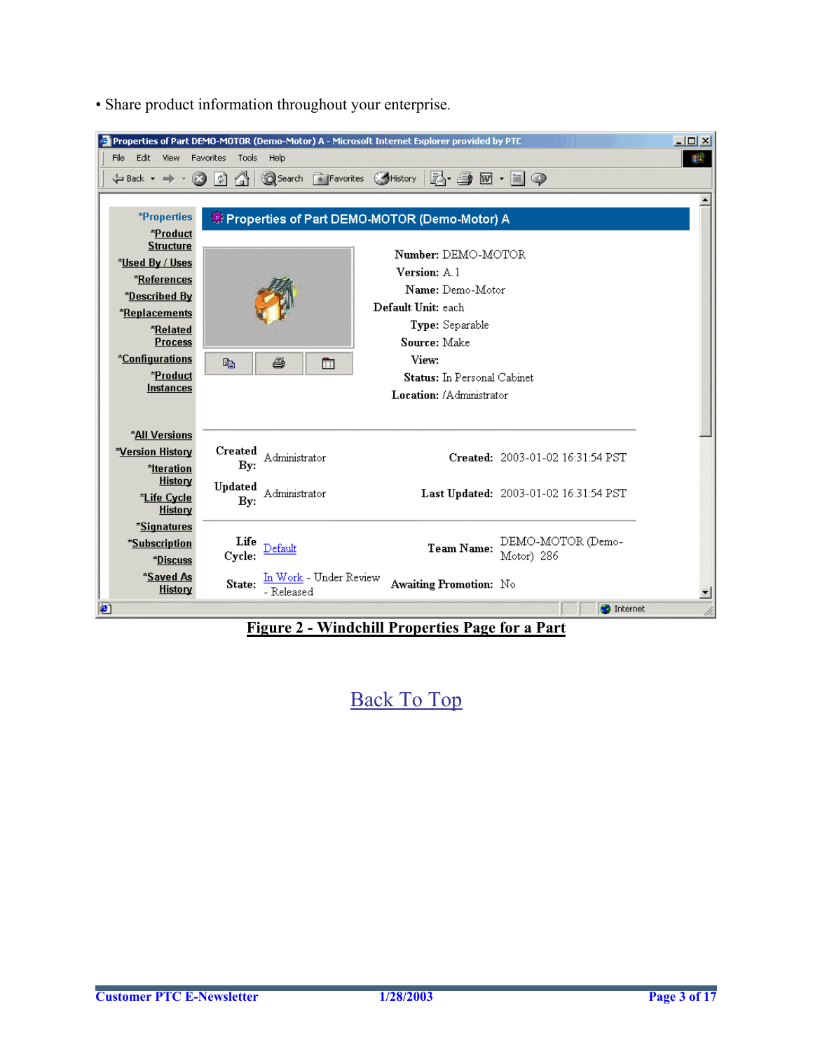• Share product information throughout your enterprise.

Properties of Part DEMO-MOTOR (Demo-Motor) A - Microsoft Internet Explorer provided by PTC

File Edit View Favorites Tools Help

*Properties
*Product Structure
*Used By / Uses
*References
*Described By
*Replacements
*Related Process
*Configurations
*Product Instances
*All Versions
*Version History
*Iteration History
*Life Cycle History
*Signatures
*Subscription
*Discuss
*Saved As History

Properties of Part DEMO-MOTOR (Demo-Motor) A

Number: DEMO-MOTOR
Version: A.1
Name: Demo-Motor
Default Unit: each
Type: Separable
Source: Make
View:
Status: In Personal Cabinet
Location: /Administrator

Created By: Administrator
Created: 2003-01-02 16:31:54 PST
Updated By: Administrator
Last Updated: 2003-01-02 16:31:54 PST

Life Cycle: Default
Team Name: DEMO-MOTOR (Demo-Motor) 286
State: In Work - Under Review - Released
Awaiting Promotion: No

**Figure 2 - Windchill Properties Page for a Part**

Back To Top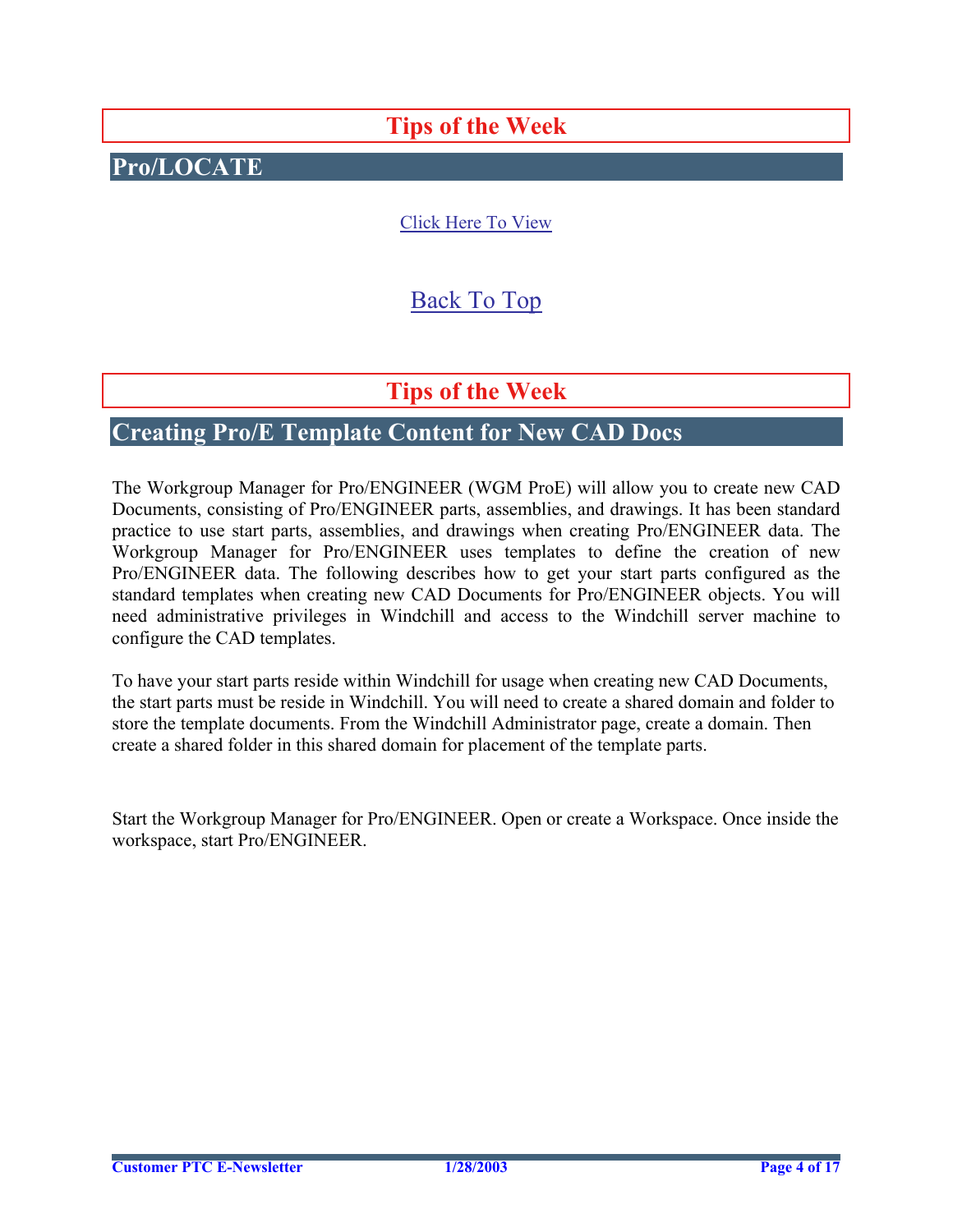## Tips of the Week

## Pro/LOCATE

Click Here To View

Back To Top

## Tips of the Week

## Creating Pro/E Template Content for New CAD Docs

The Workgroup Manager for Pro/ENGINEER (WGM ProE) will allow you to create new CAD Documents, consisting of Pro/ENGINEER parts, assemblies, and drawings. It has been standard practice to use start parts, assemblies, and drawings when creating Pro/ENGINEER data. The Workgroup Manager for Pro/ENGINEER uses templates to define the creation of new Pro/ENGINEER data. The following describes how to get your start parts configured as the standard templates when creating new CAD Documents for Pro/ENGINEER objects. You will need administrative privileges in Windchill and access to the Windchill server machine to configure the CAD templates.

To have your start parts reside within Windchill for usage when creating new CAD Documents, the start parts must be reside in Windchill. You will need to create a shared domain and folder to store the template documents. From the Windchill Administrator page, create a domain. Then create a shared folder in this shared domain for placement of the template parts.

Start the Workgroup Manager for Pro/ENGINEER. Open or create a Workspace. Once inside the workspace, start Pro/ENGINEER.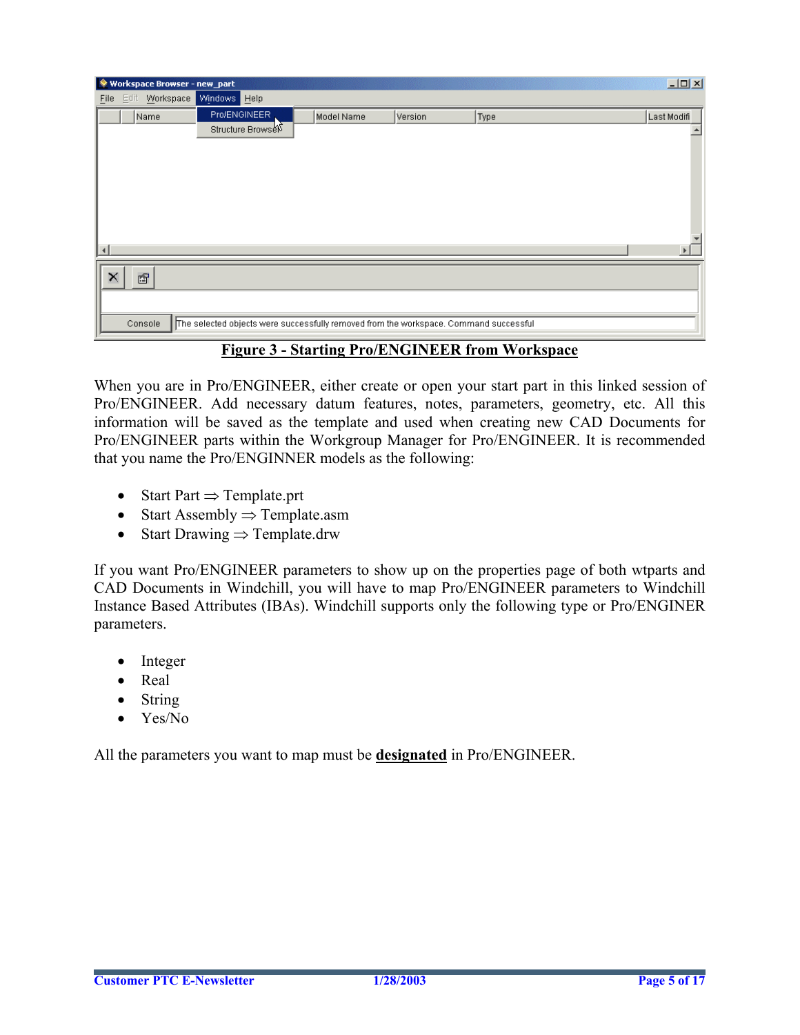**Figure 3 - Starting Pro/ENGINEER from Workspace**

When you are in Pro/ENGINEER, either create or open your start part in this linked session of Pro/ENGINEER. Add necessary datum features, notes, parameters, geometry, etc. All this information will be saved as the template and used when creating new CAD Documents for Pro/ENGINEER parts within the Workgroup Manager for Pro/ENGINEER. It is recommended that you name the Pro/ENGINNER models as the following:

- Start Part ⇒ Template.prt
- Start Assembly ⇒ Template.asm
- Start Drawing ⇒ Template.drw

If you want Pro/ENGINEER parameters to show up on the properties page of both wtparts and CAD Documents in Windchill, you will have to map Pro/ENGINEER parameters to Windchill Instance Based Attributes (IBAs). Windchill supports only the following type or Pro/ENGINER parameters.

- Integer
- Real
- String
- Yes/No

All the parameters you want to map must be **designated** in Pro/ENGINEER.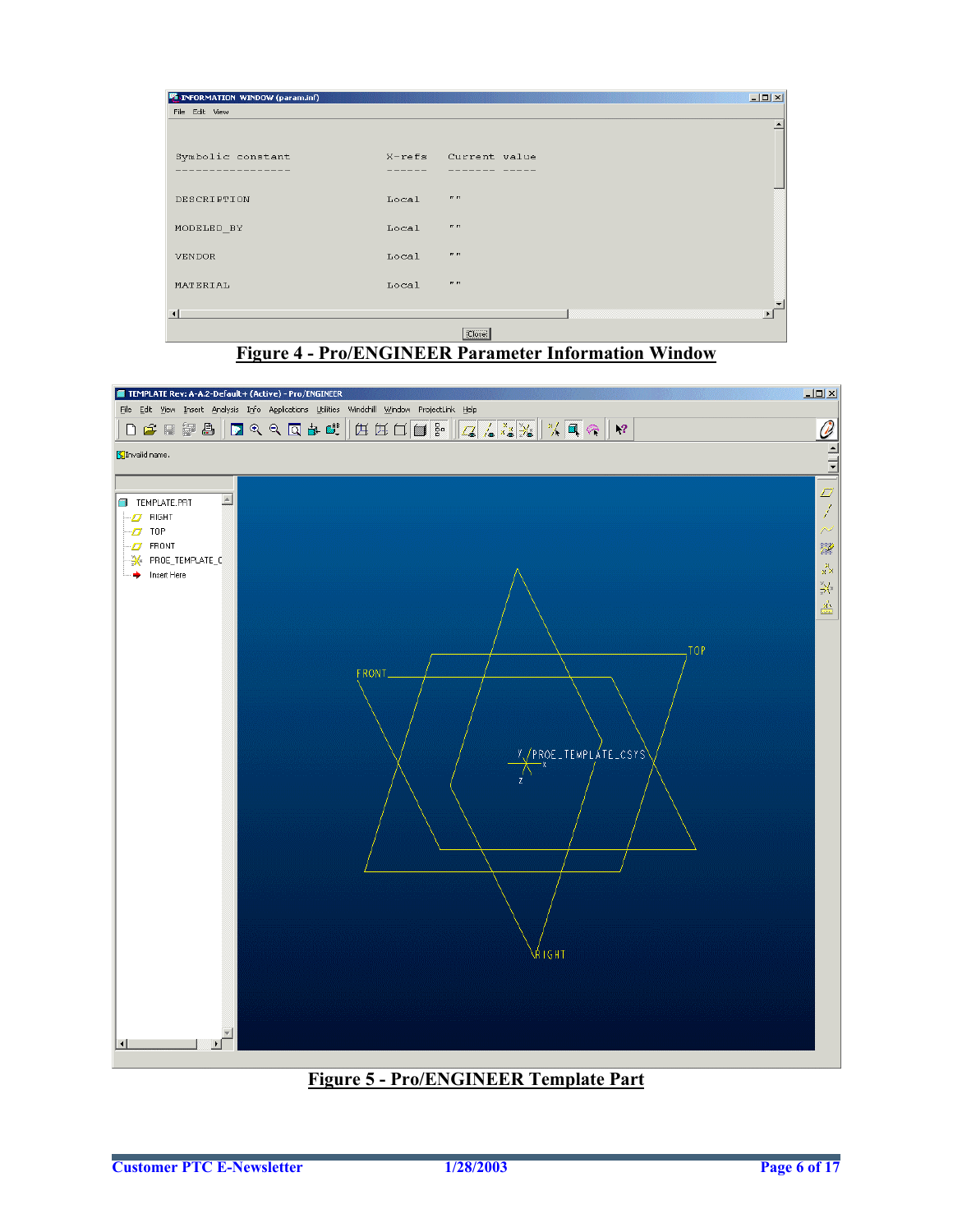Figure 4 - Pro/ENGINEER Parameter Information Window

Figure 5 - Pro/ENGINEER Template Part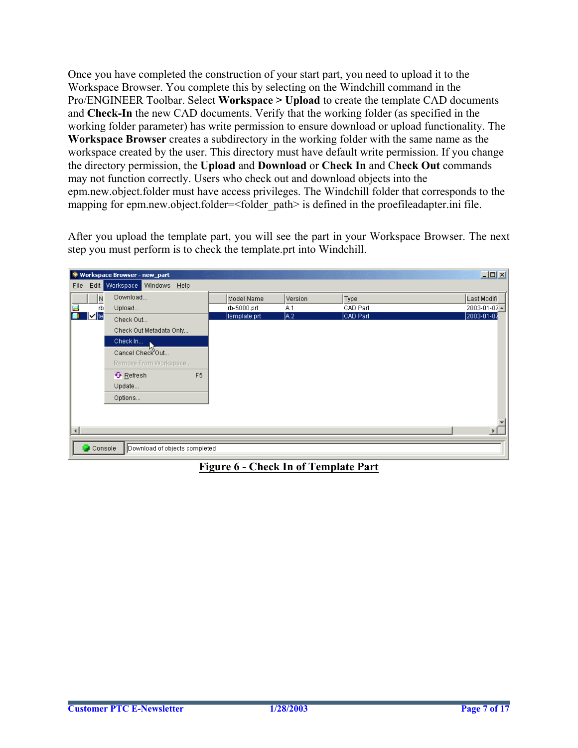Once you have completed the construction of your start part, you need to upload it to the Workspace Browser. You complete this by selecting on the Windchill command in the Pro/ENGINEER Toolbar. Select **Workspace > Upload** to create the template CAD documents and **Check-In** the new CAD documents. Verify that the working folder (as specified in the working folder parameter) has write permission to ensure download or upload functionality. The **Workspace Browser** creates a subdirectory in the working folder with the same name as the workspace created by the user. This directory must have default write permission. If you change the directory permission, the **Upload** and **Download** or **Check In** and C**heck Out** commands may not function correctly. Users who check out and download objects into the epm.new.object.folder must have access privileges. The Windchill folder that corresponds to the mapping for epm.new.object.folder=<folder_path> is defined in the proefileadapter.ini file.

After you upload the template part, you will see the part in your Workspace Browser. The next step you must perform is to check the template.prt into Windchill.

**Figure 6 - Check In of Template Part**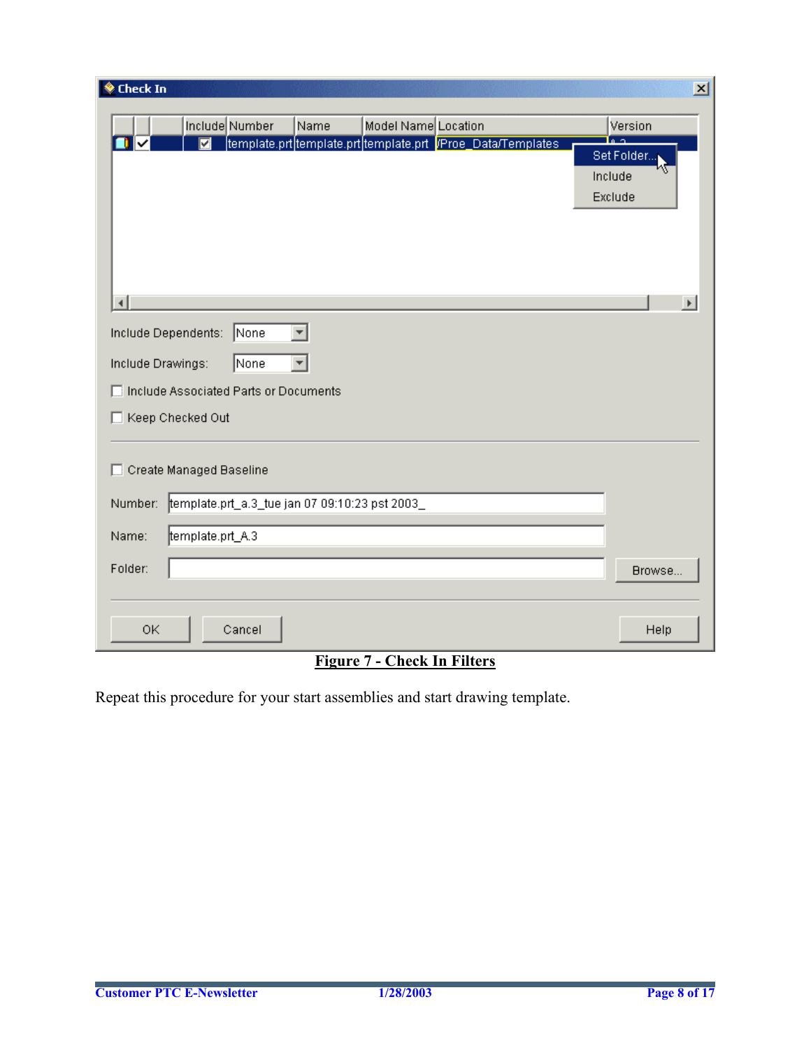**Figure 7 - Check In Filters**

Repeat this procedure for your start assemblies and start drawing template.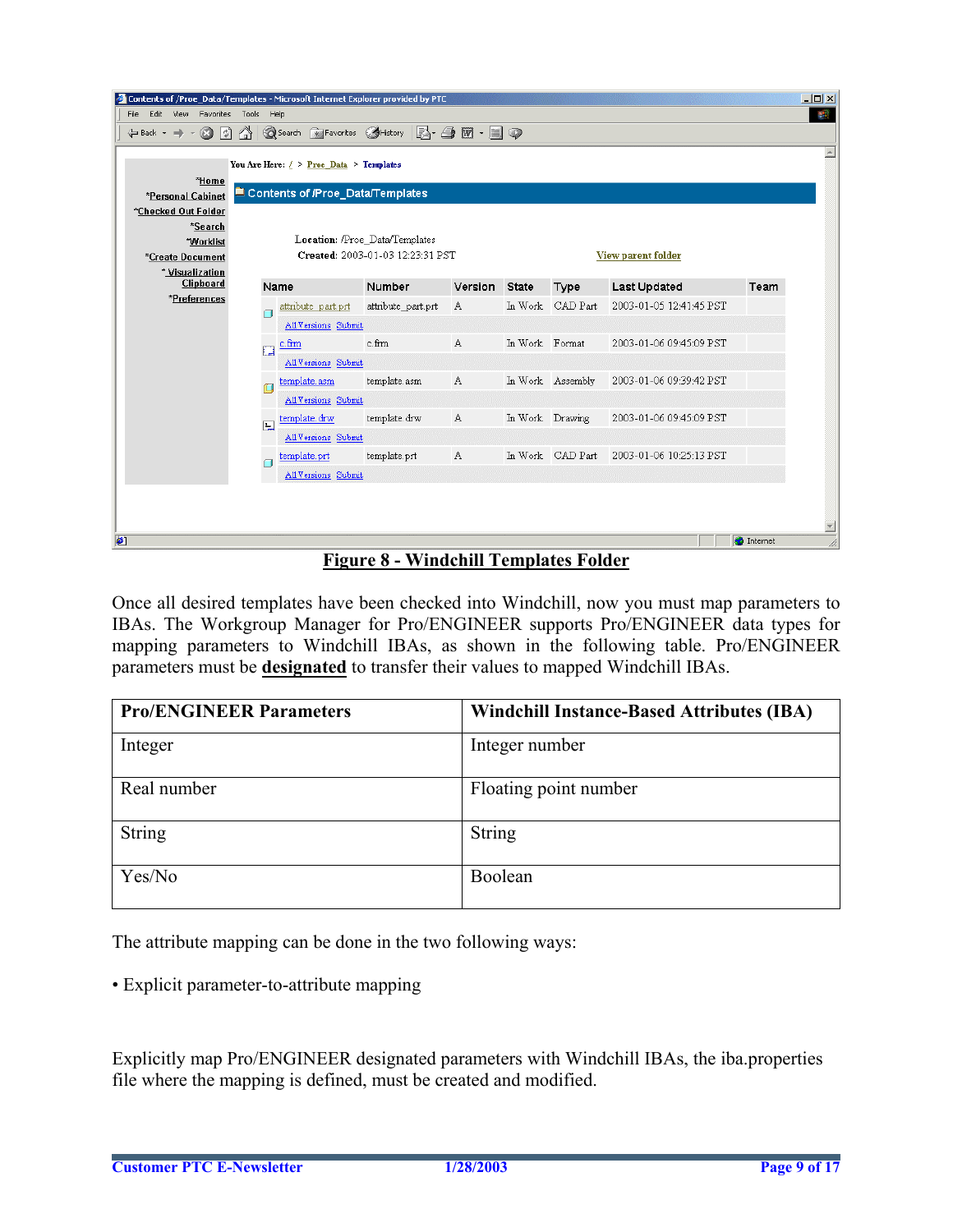**Figure 8 - Windchill Templates Folder**

Once all desired templates have been checked into Windchill, now you must map parameters to IBAs. The Workgroup Manager for Pro/ENGINEER supports Pro/ENGINEER data types for mapping parameters to Windchill IBAs, as shown in the following table. Pro/ENGINEER parameters must be **designated** to transfer their values to mapped Windchill IBAs.

| Pro/ENGINEER Parameters | Windchill Instance-Based Attributes (IBA) |
|---|---|
| Integer | Integer number |
| Real number | Floating point number |
| String | String |
| Yes/No | Boolean |

The attribute mapping can be done in the two following ways:

• Explicit parameter-to-attribute mapping

Explicitly map Pro/ENGINEER designated parameters with Windchill IBAs, the iba.properties file where the mapping is defined, must be created and modified.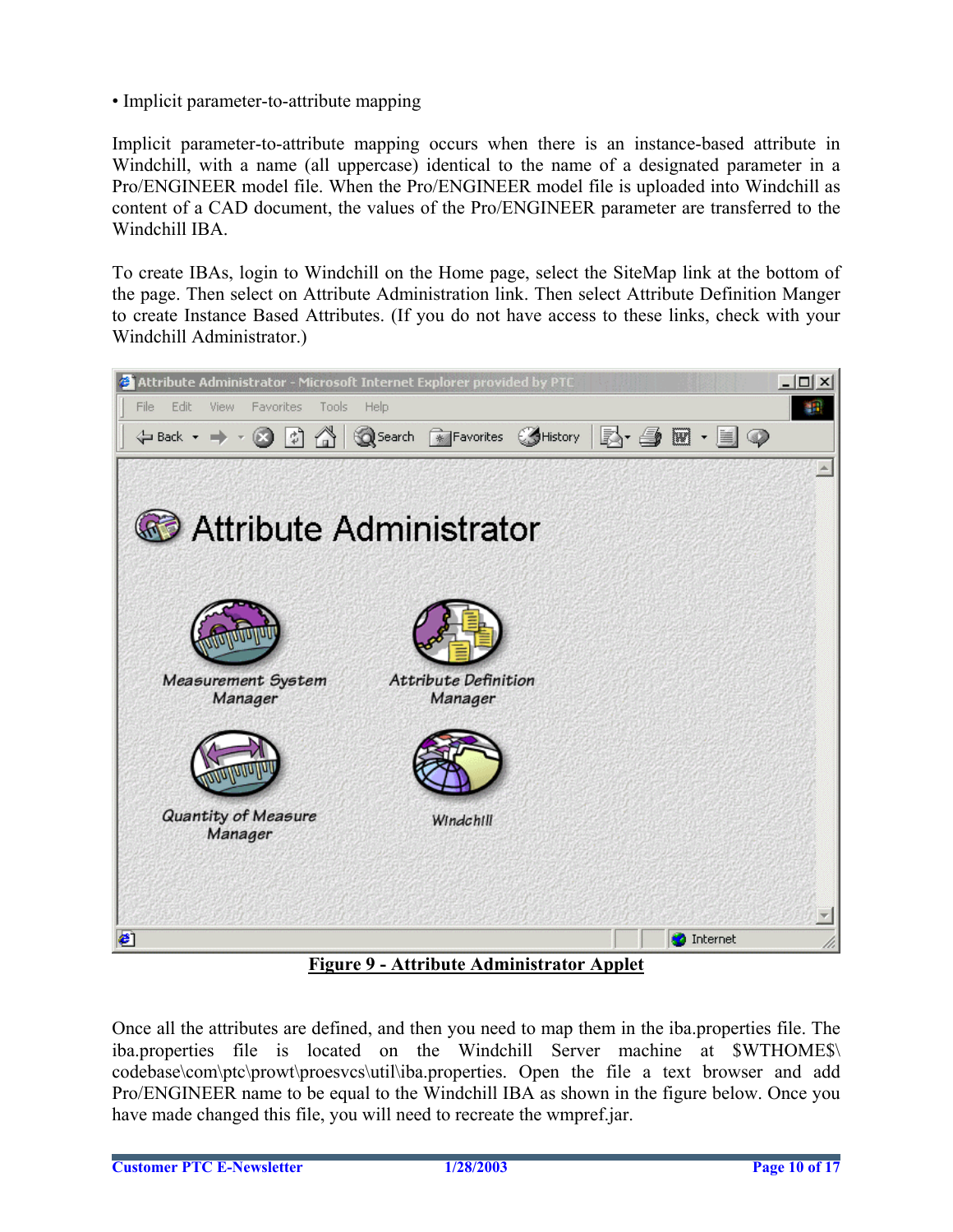• Implicit parameter-to-attribute mapping

Implicit parameter-to-attribute mapping occurs when there is an instance-based attribute in Windchill, with a name (all uppercase) identical to the name of a designated parameter in a Pro/ENGINEER model file. When the Pro/ENGINEER model file is uploaded into Windchill as content of a CAD document, the values of the Pro/ENGINEER parameter are transferred to the Windchill IBA.

To create IBAs, login to Windchill on the Home page, select the SiteMap link at the bottom of the page. Then select on Attribute Administration link. Then select Attribute Definition Manger to create Instance Based Attributes. (If you do not have access to these links, check with your Windchill Administrator.)

**Figure 9 - Attribute Administrator Applet**

Once all the attributes are defined, and then you need to map them in the iba.properties file. The iba.properties file is located on the Windchill Server machine at $WTHOME$\codebase\com\ptc\prowt\proesvcs\util\iba.properties. Open the file a text browser and add Pro/ENGINEER name to be equal to the Windchill IBA as shown in the figure below. Once you have made changed this file, you will need to recreate the wmpref.jar.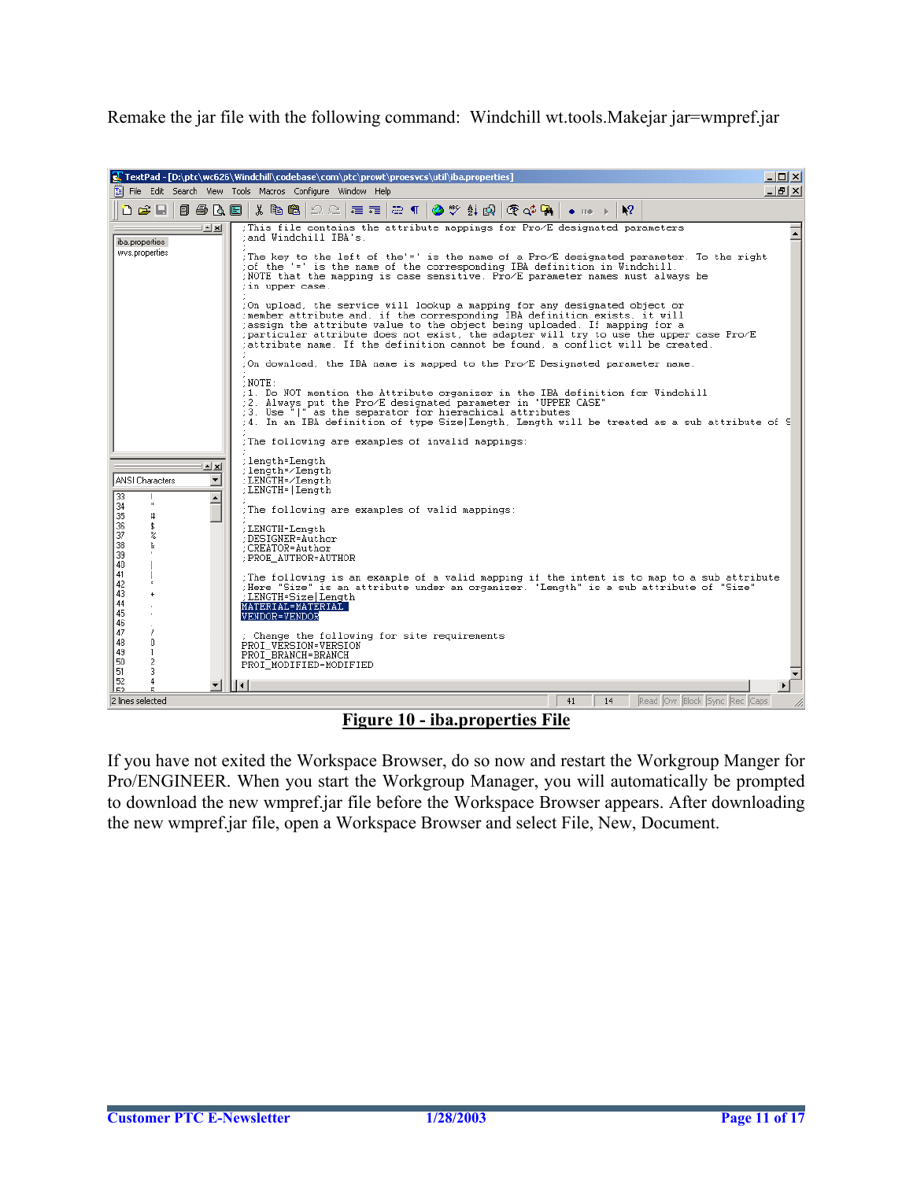Remake the jar file with the following command: Windchill wt.tools.Makejar jar=wmpref.jar

```
;This file contains the attribute mappings for Pro/E designated parameters
;and Windchill IBA's.
;
;The key to the left of the'=' is the name of a Pro/E designated parameter. To the right
;of the '=' is the name of the corresponding IBA definition in Windchill.
;NOTE that the mapping is case sensitive. Pro/E parameter names must always be
;in upper case.
;
;On upload, the service will lookup a mapping for any designated object or
;member attribute and, if the corresponding IBA definition exists, it will
;assign the attribute value to the object being uploaded. If mapping for a
;particular attribute does not exist, the adapter will try to use the upper case Pro/E
;attribute name. If the definition cannot be found, a conflict will be created.
;
;On download, the IBA name is mapped to the Pro/E Designated parameter name.
;
;NOTE:
;1. Do NOT mention the Attribute organizer in the IBA definition for Windchill
;2. Always put the Pro/E designated parameter in 'UPPER CASE"
;3. Use "|" as the separator for hierachical attributes
;4. In an IBA definition of type Size|Length, Length will be treated as a sub attribute of S
;
;The following are examples of invalid mappings:
;
;length=Length
;length=/Length
;LENGTH=/Length
;LENGTH=|Length
;
;The following are examples of valid mappings:
;
;LENGTH=Length
;DESIGNER=Author
;CREATOR=Author
;PROE_AUTHOR=AUTHOR
;
;The following is an example of a valid mapping if the intent is to map to a sub attribute
;Here "Size" is an attribute under an organizer. 'Length" is a sub attribute of "Size"
;LENGTH=Size|Length
MATERIAL=MATERIAL
VENDOR=VENDOR

; Change the following for site requirements
PROI_VERSION=VERSION
PROI_BRANCH=BRANCH
PROI_MODIFIED=MODIFIED
```

**Figure 10 - iba.properties File**

If you have not exited the Workspace Browser, do so now and restart the Workgroup Manger for Pro/ENGINEER. When you start the Workgroup Manager, you will automatically be prompted to download the new wmpref.jar file before the Workspace Browser appears. After downloading the new wmpref.jar file, open a Workspace Browser and select File, New, Document.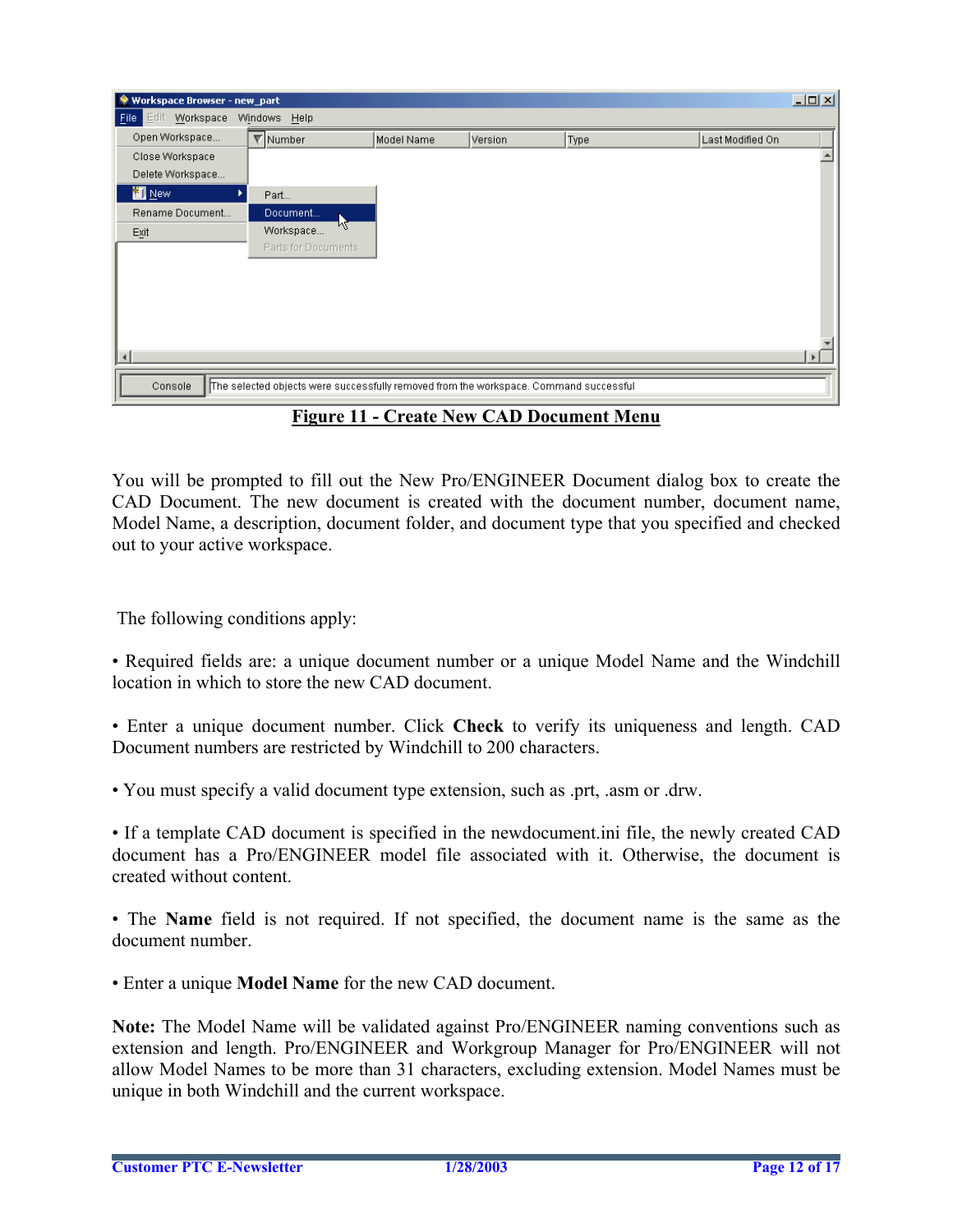**Figure 11 - Create New CAD Document Menu**

You will be prompted to fill out the New Pro/ENGINEER Document dialog box to create the CAD Document. The new document is created with the document number, document name, Model Name, a description, document folder, and document type that you specified and checked out to your active workspace.

The following conditions apply:

• Required fields are: a unique document number or a unique Model Name and the Windchill location in which to store the new CAD document.

• Enter a unique document number. Click **Check** to verify its uniqueness and length. CAD Document numbers are restricted by Windchill to 200 characters.

• You must specify a valid document type extension, such as .prt, .asm or .drw.

• If a template CAD document is specified in the newdocument.ini file, the newly created CAD document has a Pro/ENGINEER model file associated with it. Otherwise, the document is created without content.

• The **Name** field is not required. If not specified, the document name is the same as the document number.

• Enter a unique **Model Name** for the new CAD document.

**Note:** The Model Name will be validated against Pro/ENGINEER naming conventions such as extension and length. Pro/ENGINEER and Workgroup Manager for Pro/ENGINEER will not allow Model Names to be more than 31 characters, excluding extension. Model Names must be unique in both Windchill and the current workspace.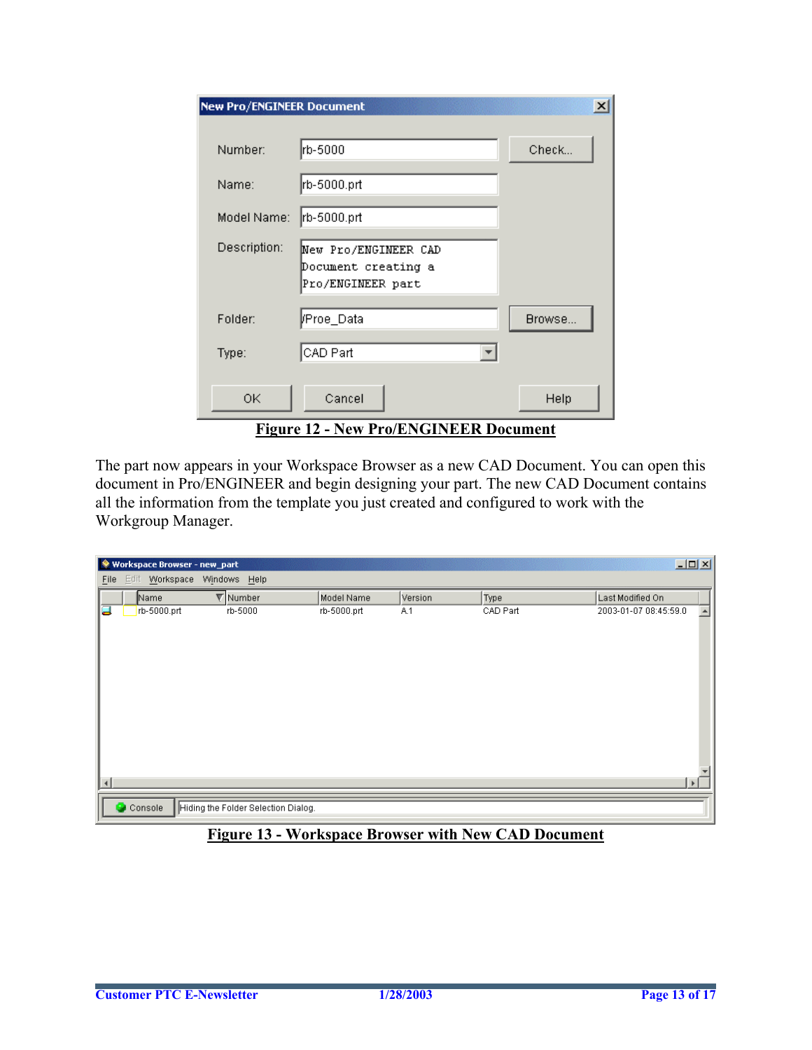**Figure 12 - New Pro/ENGINEER Document**

The part now appears in your Workspace Browser as a new CAD Document. You can open this document in Pro/ENGINEER and begin designing your part. The new CAD Document contains all the information from the template you just created and configured to work with the Workgroup Manager.

**Figure 13 - Workspace Browser with New CAD Document**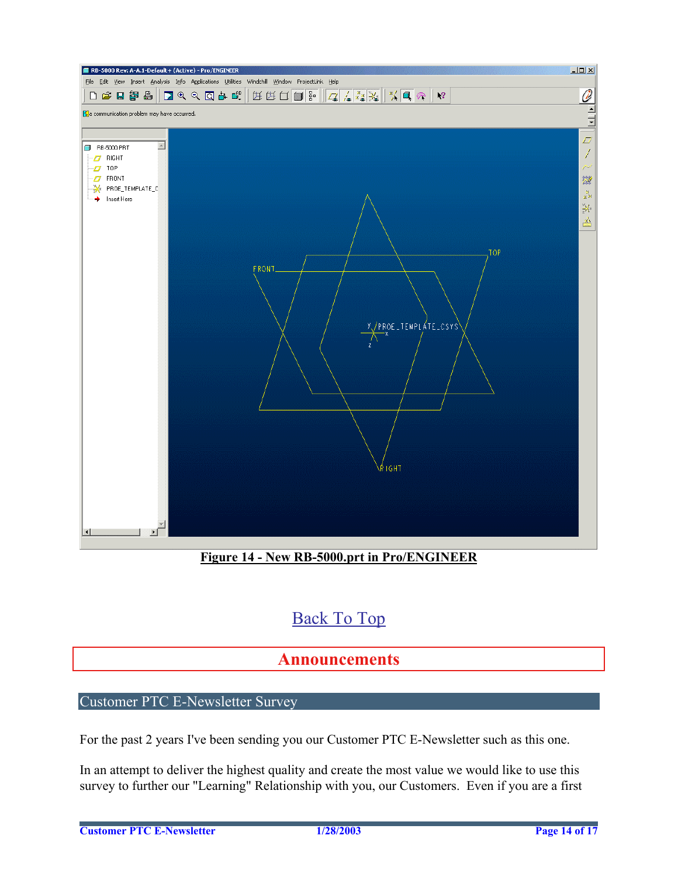**Figure 14 - New RB-5000.prt in Pro/ENGINEER**

Back To Top

## Announcements

### Customer PTC E-Newsletter Survey

For the past 2 years I've been sending you our Customer PTC E-Newsletter such as this one.

In an attempt to deliver the highest quality and create the most value we would like to use this survey to further our "Learning" Relationship with you, our Customers. Even if you are a first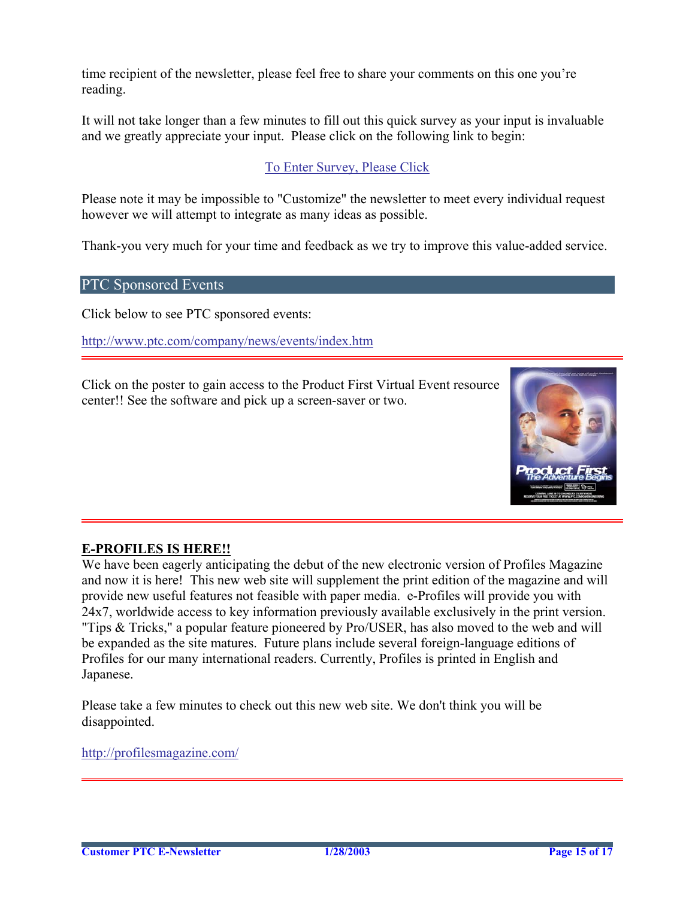time recipient of the newsletter, please feel free to share your comments on this one you're reading.

It will not take longer than a few minutes to fill out this quick survey as your input is invaluable and we greatly appreciate your input.  Please click on the following link to begin:

To Enter Survey, Please Click

Please note it may be impossible to "Customize" the newsletter to meet every individual request however we will attempt to integrate as many ideas as possible.

Thank-you very much for your time and feedback as we try to improve this value-added service.

## PTC Sponsored Events

Click below to see PTC sponsored events:

http://www.ptc.com/company/news/events/index.htm

---

Click on the poster to gain access to the Product First Virtual Event resource center!! See the software and pick up a screen-saver or two.

---

**E-PROFILES IS HERE!!**

We have been eagerly anticipating the debut of the new electronic version of Profiles Magazine and now it is here!  This new web site will supplement the print edition of the magazine and will provide new useful features not feasible with paper media.  e-Profiles will provide you with 24x7, worldwide access to key information previously available exclusively in the print version. "Tips & Tricks," a popular feature pioneered by Pro/USER, has also moved to the web and will be expanded as the site matures.  Future plans include several foreign-language editions of Profiles for our many international readers. Currently, Profiles is printed in English and Japanese.

Please take a few minutes to check out this new web site. We don't think you will be disappointed.

http://profilesmagazine.com/

---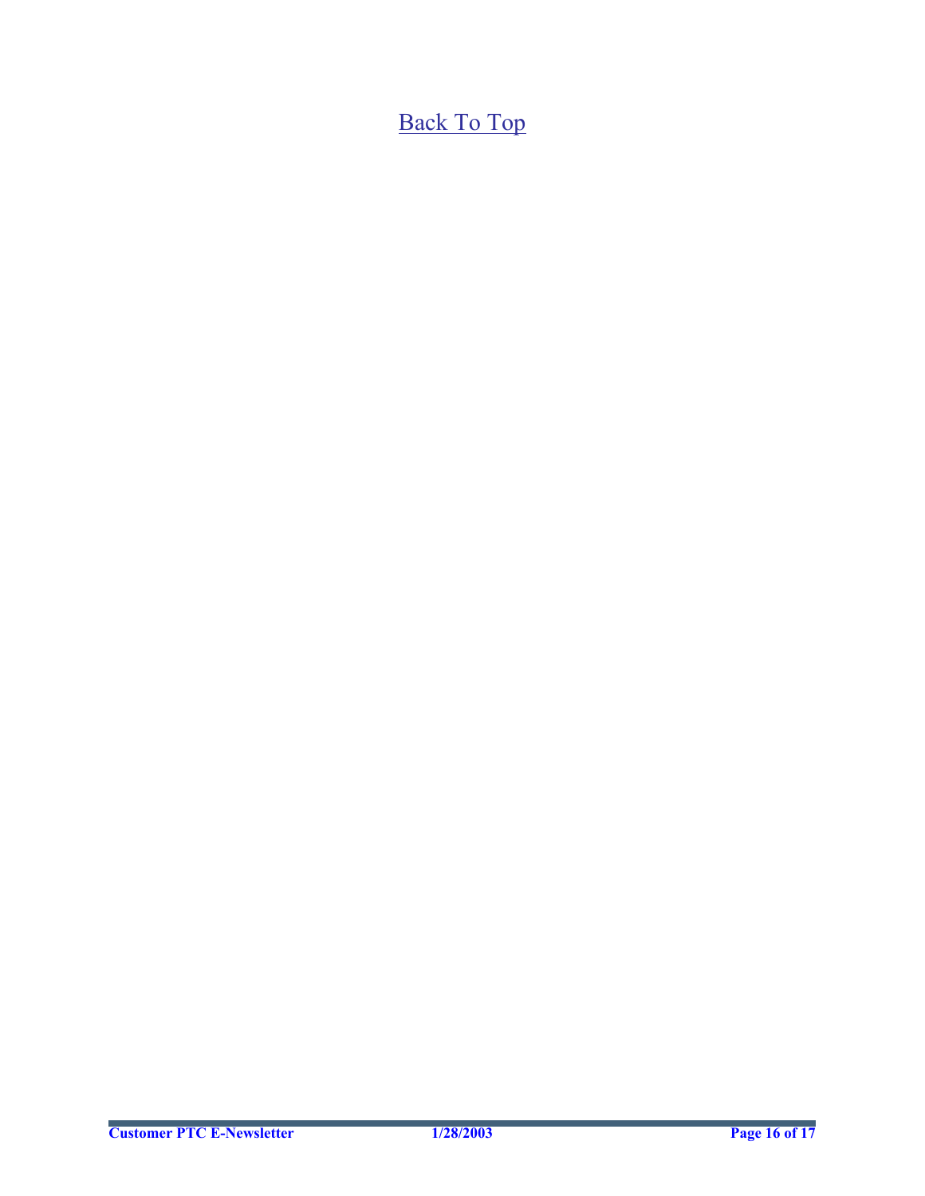[Back To Top]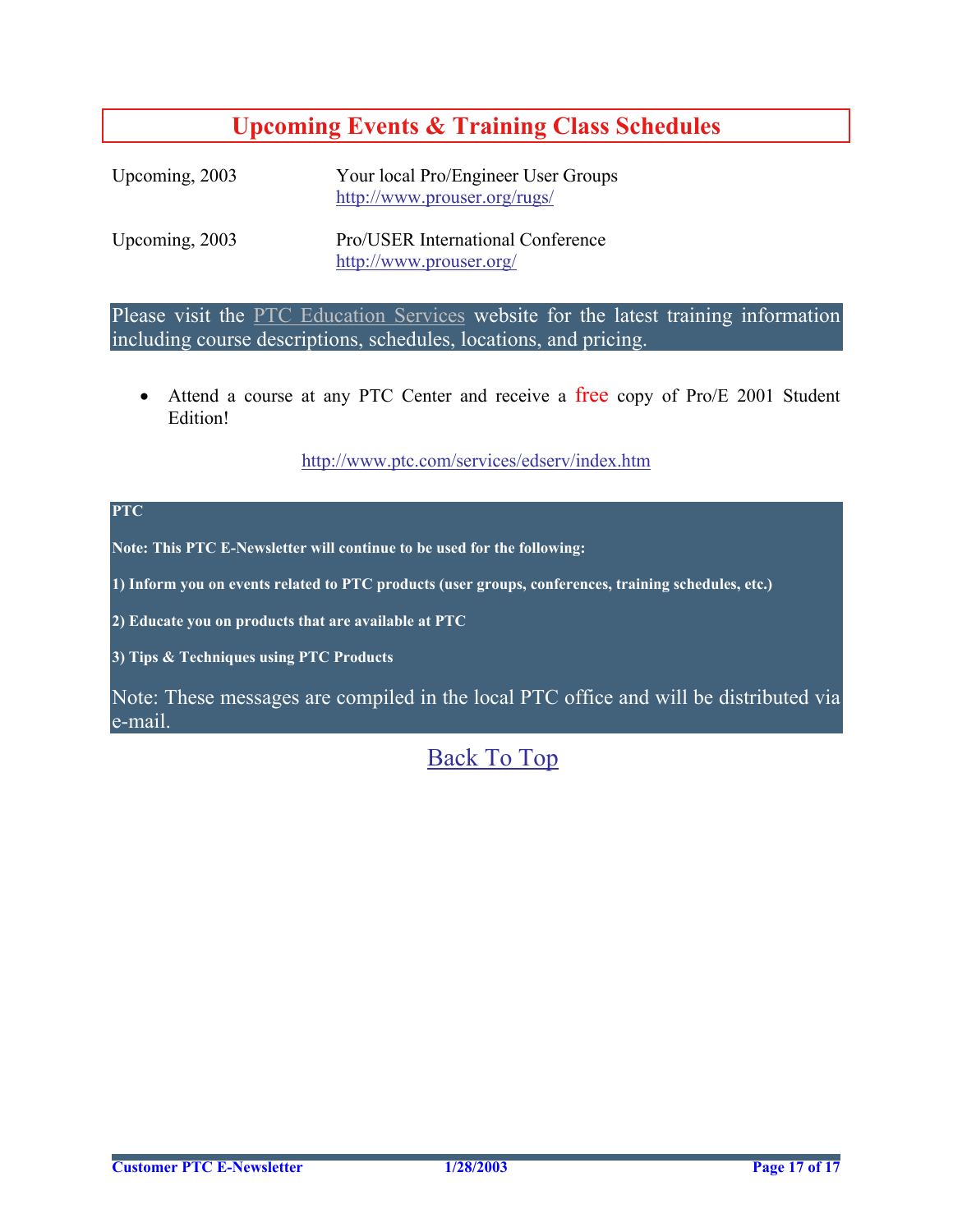## Upcoming Events & Training Class Schedules

| | |
|---|---|
| Upcoming, 2003 | Your local Pro/Engineer User Groups<br>http://www.prouser.org/rugs/ |
| Upcoming, 2003 | Pro/USER International Conference<br>http://www.prouser.org/ |

Please visit the PTC Education Services website for the latest training information including course descriptions, schedules, locations, and pricing.

- Attend a course at any PTC Center and receive a free copy of Pro/E 2001 Student Edition!

http://www.ptc.com/services/edserv/index.htm

**PTC**

**Note: This PTC E-Newsletter will continue to be used for the following:**

**1) Inform you on events related to PTC products (user groups, conferences, training schedules, etc.)**

**2) Educate you on products that are available at PTC**

**3) Tips & Techniques using PTC Products**

Note: These messages are compiled in the local PTC office and will be distributed via e-mail.

Back To Top